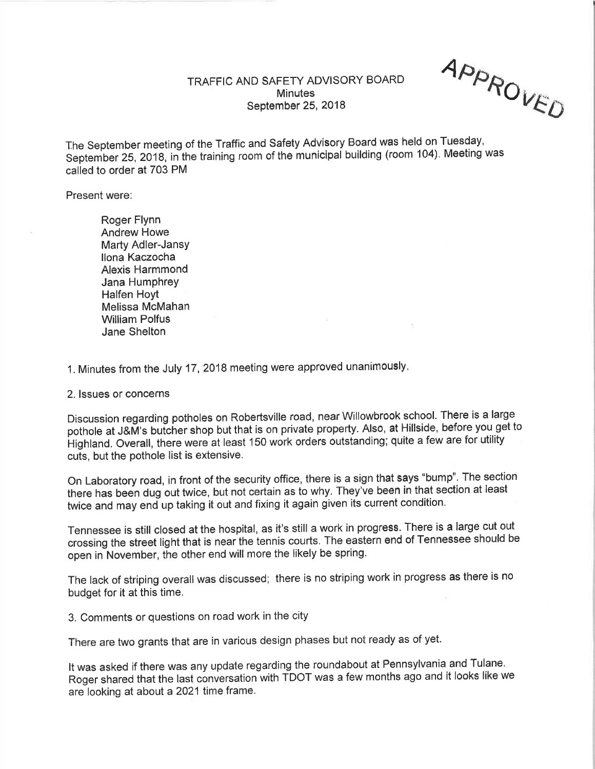APPROVED

# TRAFFIC AND SAFETY ADVISORY BOARD
## Minutes
## September 25, 2018

The September meeting of the Traffic and Safety Advisory Board was held on Tuesday, September 25, 2018, in the training room of the municipal building (room 104). Meeting was called to order at 703 PM

Present were:

- Roger Flynn
- Andrew Howe
- Marty Adler-Jansy
- Ilona Kaczocha
- Alexis Harmmond
- Jana Humphrey
- Halfen Hoyt
- Melissa McMahan
- William Polfus
- Jane Shelton

1. Minutes from the July 17, 2018 meeting were approved unanimously.

2. Issues or concerns

Discussion regarding potholes on Robertsville road, near Willowbrook school. There is a large pothole at J&M's butcher shop but that is on private property. Also, at Hillside, before you get to Highland. Overall, there were at least 150 work orders outstanding; quite a few are for utility cuts, but the pothole list is extensive.

On Laboratory road, in front of the security office, there is a sign that says "bump". The section there has been dug out twice, but not certain as to why. They've been in that section at least twice and may end up taking it out and fixing it again given its current condition.

Tennessee is still closed at the hospital, as it's still a work in progress. There is a large cut out crossing the street light that is near the tennis courts. The eastern end of Tennessee should be open in November, the other end will more the likely be spring.

The lack of striping overall was discussed; there is no striping work in progress as there is no budget for it at this time.

3. Comments or questions on road work in the city

There are two grants that are in various design phases but not ready as of yet.

It was asked if there was any update regarding the roundabout at Pennsylvania and Tulane. Roger shared that the last conversation with TDOT was a few months ago and it looks like we are looking at about a 2021 time frame.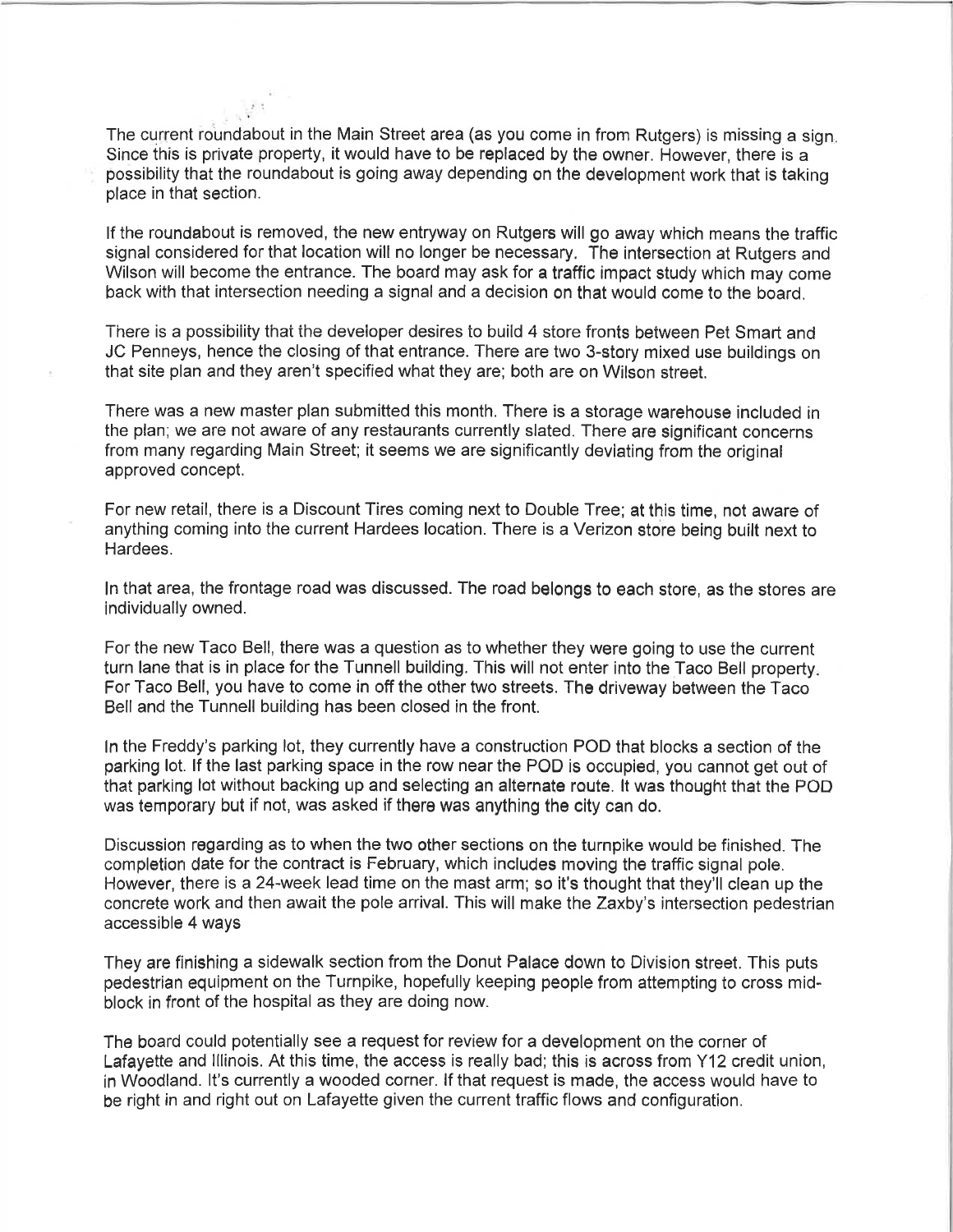The current roundabout in the Main Street area (as you come in from Rutgers) is missing a sign. Since this is private property, it would have to be replaced by the owner. However, there is a possibility that the roundabout is going away depending on the development work that is taking place in that section.

If the roundabout is removed, the new entryway on Rutgers will go away which means the traffic signal considered for that location will no longer be necessary. The intersection at Rutgers and Wilson will become the entrance. The board may ask for a traffic impact study which may come back with that intersection needing a signal and a decision on that would come to the board.

There is a possibility that the developer desires to build 4 store fronts between Pet Smart and JC Penneys, hence the closing of that entrance. There are two 3-story mixed use buildings on that site plan and they aren't specified what they are; both are on Wilson street.

There was a new master plan submitted this month. There is a storage warehouse included in the plan; we are not aware of any restaurants currently slated. There are significant concerns from many regarding Main Street; it seems we are significantly deviating from the original approved concept.

For new retail, there is a Discount Tires coming next to Double Tree; at this time, not aware of anything coming into the current Hardees location. There is a Verizon store being built next to Hardees.

In that area, the frontage road was discussed. The road belongs to each store, as the stores are individually owned.

For the new Taco Bell, there was a question as to whether they were going to use the current turn lane that is in place for the Tunnell building. This will not enter into the Taco Bell property. For Taco Bell, you have to come in off the other two streets. The driveway between the Taco Bell and the Tunnell building has been closed in the front.

In the Freddy's parking lot, they currently have a construction POD that blocks a section of the parking lot. If the last parking space in the row near the POD is occupied, you cannot get out of that parking lot without backing up and selecting an alternate route. It was thought that the POD was temporary but if not, was asked if there was anything the city can do.

Discussion regarding as to when the two other sections on the turnpike would be finished. The completion date for the contract is February, which includes moving the traffic signal pole. However, there is a 24-week lead time on the mast arm; so it's thought that they'll clean up the concrete work and then await the pole arrival. This will make the Zaxby's intersection pedestrian accessible 4 ways

They are finishing a sidewalk section from the Donut Palace down to Division street. This puts pedestrian equipment on the Turnpike, hopefully keeping people from attempting to cross mid-block in front of the hospital as they are doing now.

The board could potentially see a request for review for a development on the corner of Lafayette and Illinois. At this time, the access is really bad; this is across from Y12 credit union, in Woodland. It's currently a wooded corner. If that request is made, the access would have to be right in and right out on Lafayette given the current traffic flows and configuration.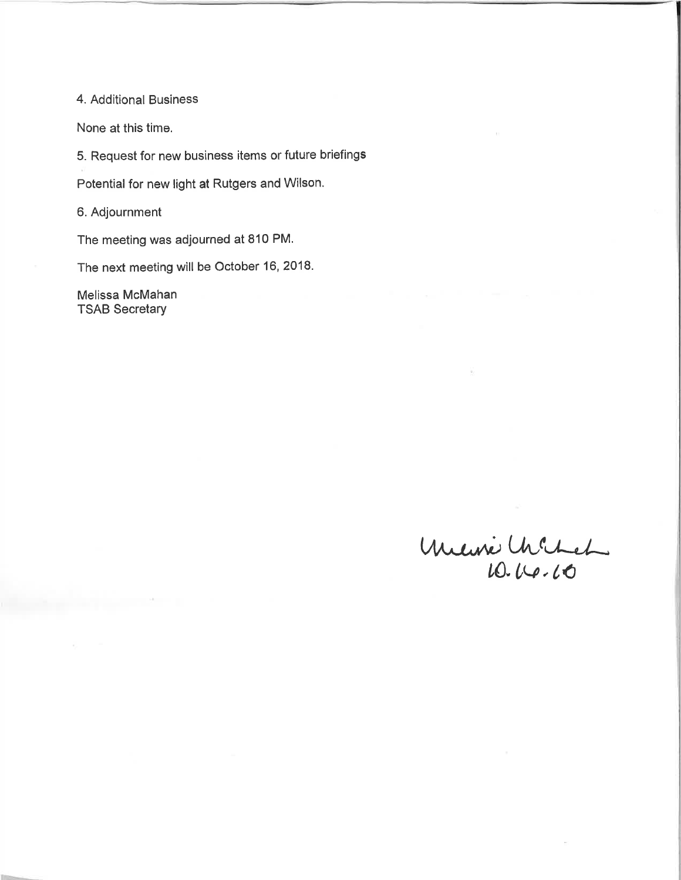4. Additional Business

None at this time.

5. Request for new business items or future briefings

Potential for new light at Rutgers and Wilson.

6. Adjournment

The meeting was adjourned at 810 PM.

The next meeting will be October 16, 2018.

Melissa McMahan
TSAB Secretary

Melissa McMahan
10.16.18